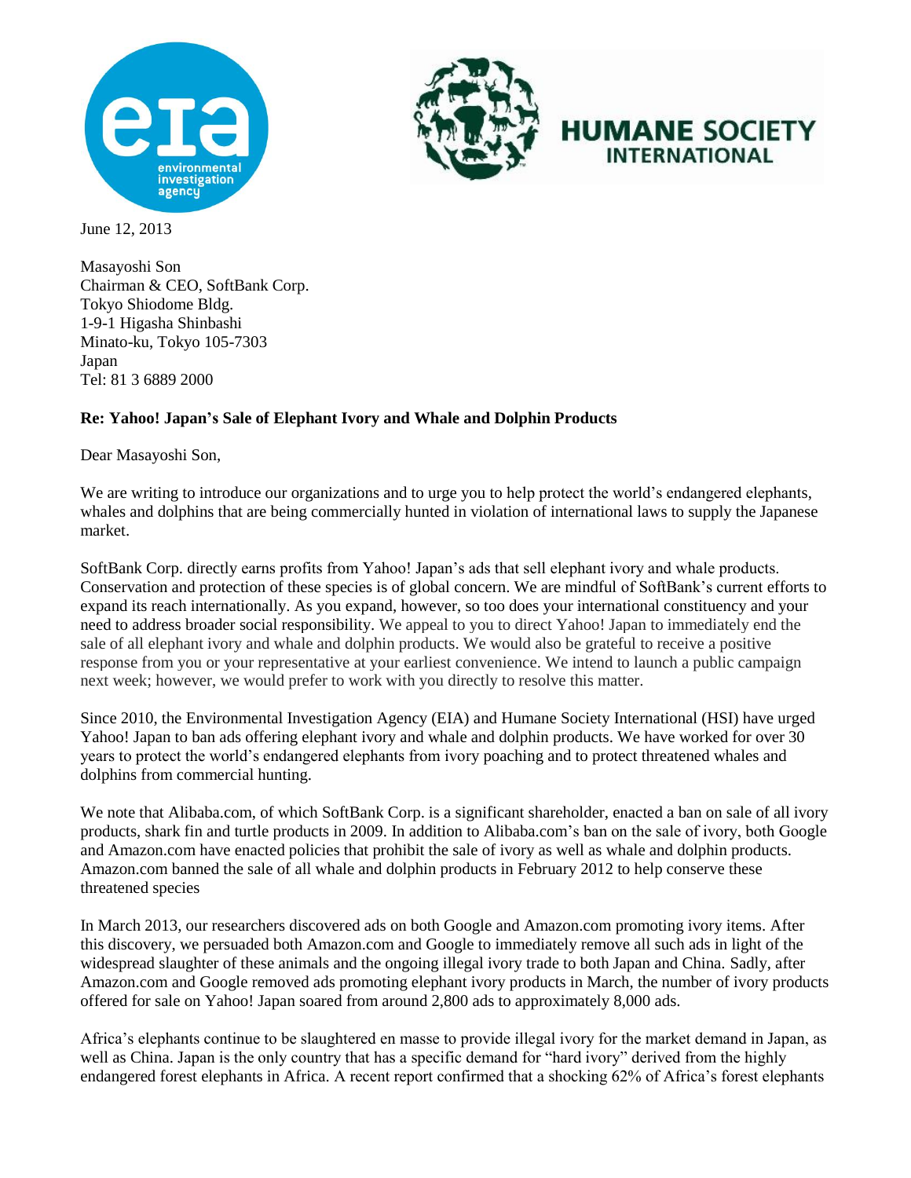June 12, 2013

Masayoshi Son
Chairman & CEO, SoftBank Corp.
Tokyo Shiodome Bldg.
1-9-1 Higasha Shinbashi
Minato-ku, Tokyo 105-7303
Japan
Tel: 81 3 6889 2000

**Re: Yahoo! Japan's Sale of Elephant Ivory and Whale and Dolphin Products**

Dear Masayoshi Son,

We are writing to introduce our organizations and to urge you to help protect the world's endangered elephants, whales and dolphins that are being commercially hunted in violation of international laws to supply the Japanese market.

SoftBank Corp. directly earns profits from Yahoo! Japan's ads that sell elephant ivory and whale products. Conservation and protection of these species is of global concern. We are mindful of SoftBank's current efforts to expand its reach internationally. As you expand, however, so too does your international constituency and your need to address broader social responsibility. We appeal to you to direct Yahoo! Japan to immediately end the sale of all elephant ivory and whale and dolphin products. We would also be grateful to receive a positive response from you or your representative at your earliest convenience. We intend to launch a public campaign next week; however, we would prefer to work with you directly to resolve this matter.

Since 2010, the Environmental Investigation Agency (EIA) and Humane Society International (HSI) have urged Yahoo! Japan to ban ads offering elephant ivory and whale and dolphin products. We have worked for over 30 years to protect the world's endangered elephants from ivory poaching and to protect threatened whales and dolphins from commercial hunting.

We note that Alibaba.com, of which SoftBank Corp. is a significant shareholder, enacted a ban on sale of all ivory products, shark fin and turtle products in 2009. In addition to Alibaba.com's ban on the sale of ivory, both Google and Amazon.com have enacted policies that prohibit the sale of ivory as well as whale and dolphin products. Amazon.com banned the sale of all whale and dolphin products in February 2012 to help conserve these threatened species

In March 2013, our researchers discovered ads on both Google and Amazon.com promoting ivory items. After this discovery, we persuaded both Amazon.com and Google to immediately remove all such ads in light of the widespread slaughter of these animals and the ongoing illegal ivory trade to both Japan and China. Sadly, after Amazon.com and Google removed ads promoting elephant ivory products in March, the number of ivory products offered for sale on Yahoo! Japan soared from around 2,800 ads to approximately 8,000 ads.

Africa's elephants continue to be slaughtered en masse to provide illegal ivory for the market demand in Japan, as well as China. Japan is the only country that has a specific demand for "hard ivory" derived from the highly endangered forest elephants in Africa. A recent report confirmed that a shocking 62% of Africa's forest elephants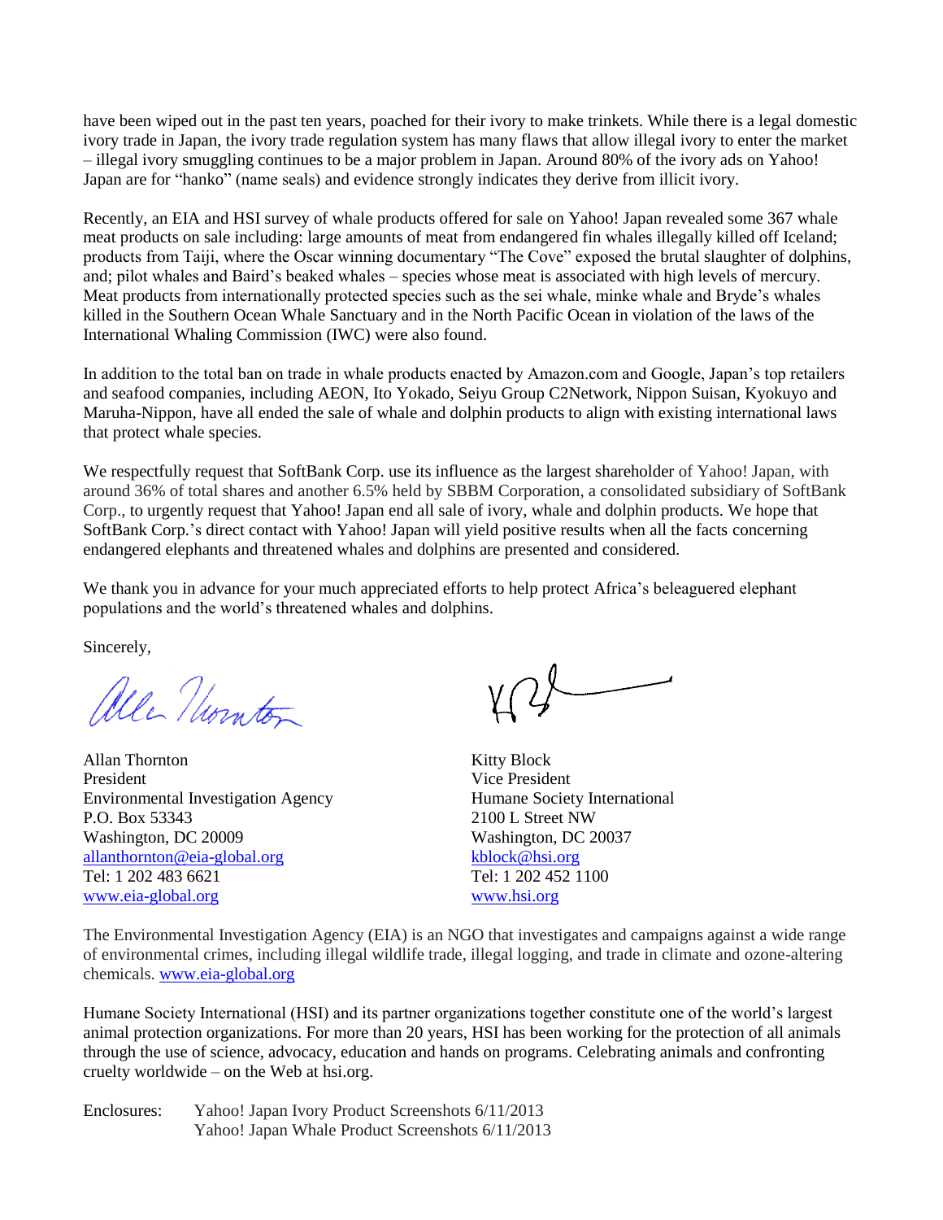have been wiped out in the past ten years, poached for their ivory to make trinkets. While there is a legal domestic ivory trade in Japan, the ivory trade regulation system has many flaws that allow illegal ivory to enter the market – illegal ivory smuggling continues to be a major problem in Japan. Around 80% of the ivory ads on Yahoo! Japan are for "hanko" (name seals) and evidence strongly indicates they derive from illicit ivory.

Recently, an EIA and HSI survey of whale products offered for sale on Yahoo! Japan revealed some 367 whale meat products on sale including: large amounts of meat from endangered fin whales illegally killed off Iceland; products from Taiji, where the Oscar winning documentary "The Cove" exposed the brutal slaughter of dolphins, and; pilot whales and Baird's beaked whales – species whose meat is associated with high levels of mercury. Meat products from internationally protected species such as the sei whale, minke whale and Bryde's whales killed in the Southern Ocean Whale Sanctuary and in the North Pacific Ocean in violation of the laws of the International Whaling Commission (IWC) were also found.

In addition to the total ban on trade in whale products enacted by Amazon.com and Google, Japan's top retailers and seafood companies, including AEON, Ito Yokado, Seiyu Group C2Network, Nippon Suisan, Kyokuyo and Maruha-Nippon, have all ended the sale of whale and dolphin products to align with existing international laws that protect whale species.

We respectfully request that SoftBank Corp. use its influence as the largest shareholder of Yahoo! Japan, with around 36% of total shares and another 6.5% held by SBBM Corporation, a consolidated subsidiary of SoftBank Corp., to urgently request that Yahoo! Japan end all sale of ivory, whale and dolphin products. We hope that SoftBank Corp.'s direct contact with Yahoo! Japan will yield positive results when all the facts concerning endangered elephants and threatened whales and dolphins are presented and considered.

We thank you in advance for your much appreciated efforts to help protect Africa's beleaguered elephant populations and the world's threatened whales and dolphins.

Sincerely,

Allan Thornton
President
Environmental Investigation Agency
P.O. Box 53343
Washington, DC 20009
allanthornton@eia-global.org
Tel: 1 202 483 6621
www.eia-global.org

Kitty Block
Vice President
Humane Society International
2100 L Street NW
Washington, DC 20037
kblock@hsi.org
Tel: 1 202 452 1100
www.hsi.org

The Environmental Investigation Agency (EIA) is an NGO that investigates and campaigns against a wide range of environmental crimes, including illegal wildlife trade, illegal logging, and trade in climate and ozone-altering chemicals. www.eia-global.org

Humane Society International (HSI) and its partner organizations together constitute one of the world's largest animal protection organizations. For more than 20 years, HSI has been working for the protection of all animals through the use of science, advocacy, education and hands on programs. Celebrating animals and confronting cruelty worldwide – on the Web at hsi.org.

Enclosures: Yahoo! Japan Ivory Product Screenshots 6/11/2013
Yahoo! Japan Whale Product Screenshots 6/11/2013